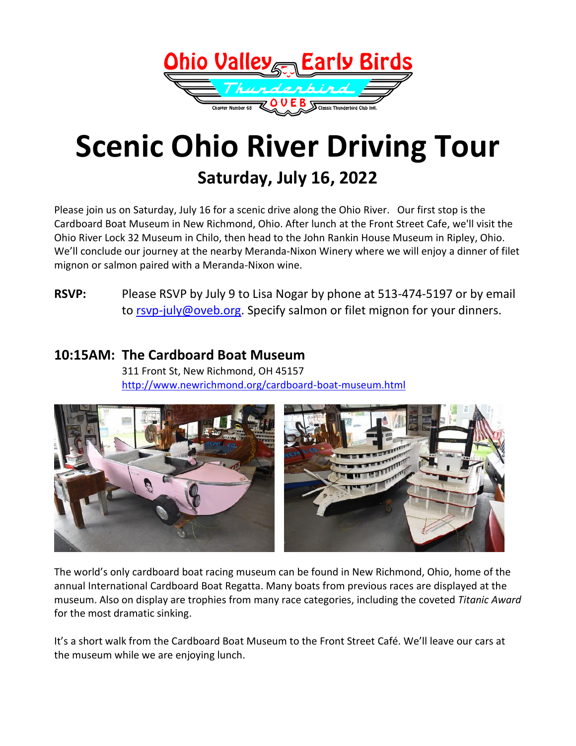# Scenic Ohio River Driving Tour

## Saturday, July 16, 2022

Please join us on Saturday, July 16 for a scenic drive along the Ohio River. Our first stop is the Cardboard Boat Museum in New Richmond, Ohio. After lunch at the Front Street Cafe, we'll visit the Ohio River Lock 32 Museum in Chilo, then head to the John Rankin House Museum in Ripley, Ohio. We'll conclude our journey at the nearby Meranda-Nixon Winery where we will enjoy a dinner of filet mignon or salmon paired with a Meranda-Nixon wine.

**RSVP:** Please RSVP by July 9 to Lisa Nogar by phone at 513-474-5197 or by email to rsvp-july@oveb.org. Specify salmon or filet mignon for your dinners.

## 10:15AM: The Cardboard Boat Museum

311 Front St, New Richmond, OH 45157
http://www.newrichmond.org/cardboard-boat-museum.html

The world's only cardboard boat racing museum can be found in New Richmond, Ohio, home of the annual International Cardboard Boat Regatta. Many boats from previous races are displayed at the museum. Also on display are trophies from many race categories, including the coveted *Titanic Award* for the most dramatic sinking.

It's a short walk from the Cardboard Boat Museum to the Front Street Café. We'll leave our cars at the museum while we are enjoying lunch.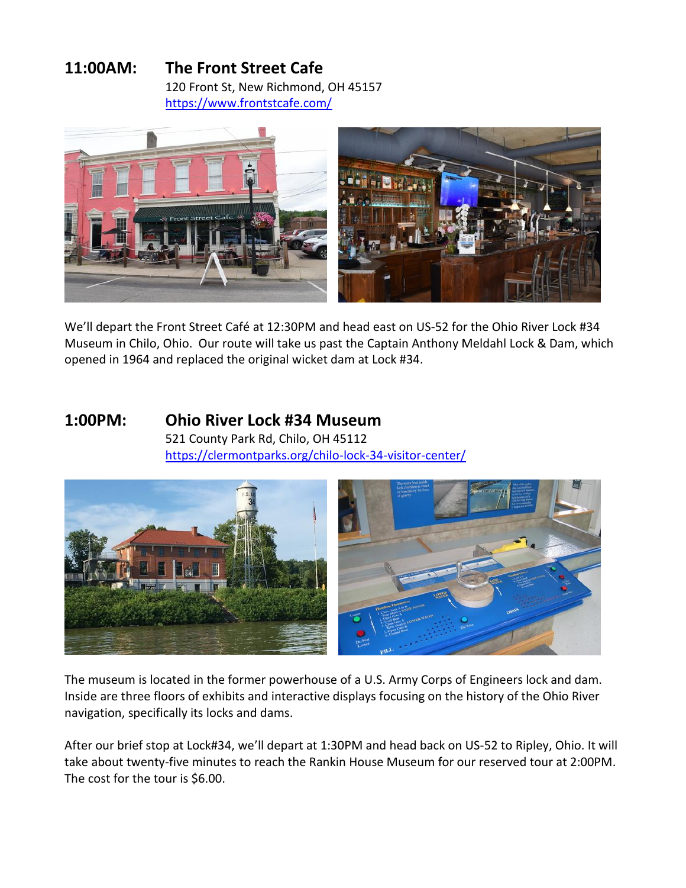## 11:00AM: The Front Street Cafe

120 Front St, New Richmond, OH 45157
https://www.frontstcafe.com/

We'll depart the Front Street Café at 12:30PM and head east on US-52 for the Ohio River Lock #34 Museum in Chilo, Ohio. Our route will take us past the Captain Anthony Meldahl Lock & Dam, which opened in 1964 and replaced the original wicket dam at Lock #34.

## 1:00PM: Ohio River Lock #34 Museum

521 County Park Rd, Chilo, OH 45112
https://clermontparks.org/chilo-lock-34-visitor-center/

The museum is located in the former powerhouse of a U.S. Army Corps of Engineers lock and dam. Inside are three floors of exhibits and interactive displays focusing on the history of the Ohio River navigation, specifically its locks and dams.

After our brief stop at Lock#34, we'll depart at 1:30PM and head back on US-52 to Ripley, Ohio. It will take about twenty-five minutes to reach the Rankin House Museum for our reserved tour at 2:00PM. The cost for the tour is $6.00.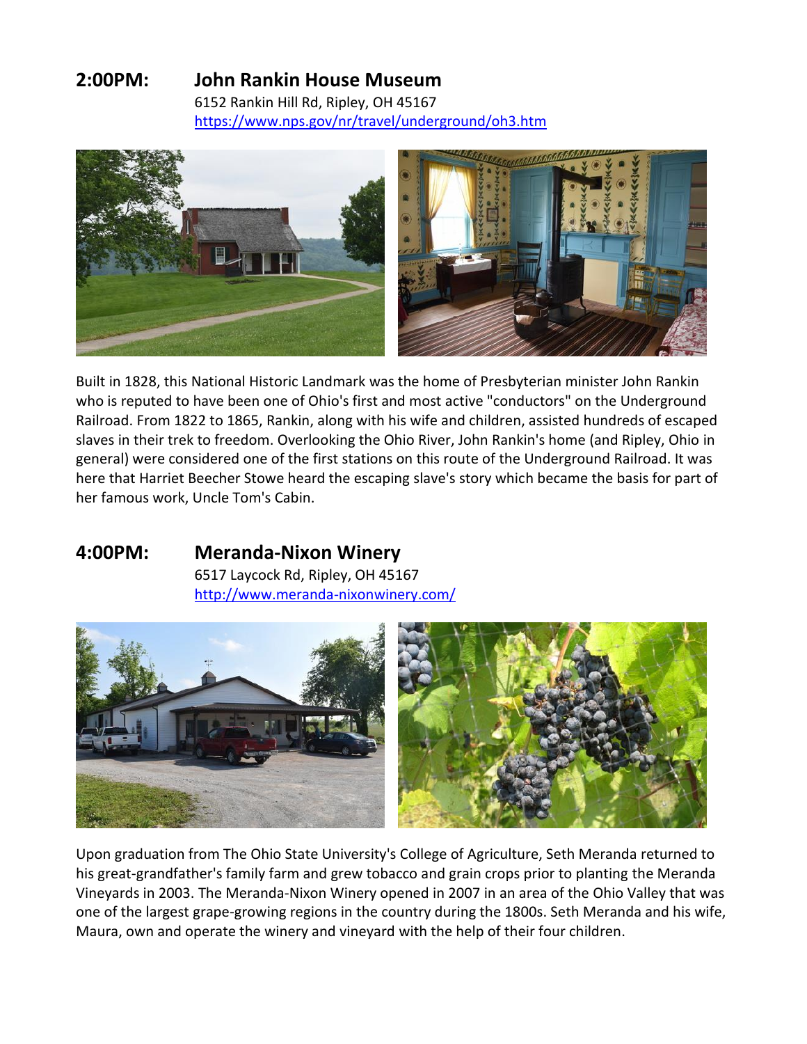## 2:00PM: John Rankin House Museum

6152 Rankin Hill Rd, Ripley, OH 45167
https://www.nps.gov/nr/travel/underground/oh3.htm

Built in 1828, this National Historic Landmark was the home of Presbyterian minister John Rankin who is reputed to have been one of Ohio's first and most active "conductors" on the Underground Railroad. From 1822 to 1865, Rankin, along with his wife and children, assisted hundreds of escaped slaves in their trek to freedom. Overlooking the Ohio River, John Rankin's home (and Ripley, Ohio in general) were considered one of the first stations on this route of the Underground Railroad. It was here that Harriet Beecher Stowe heard the escaping slave's story which became the basis for part of her famous work, Uncle Tom's Cabin.

## 4:00PM: Meranda-Nixon Winery

6517 Laycock Rd, Ripley, OH 45167
http://www.meranda-nixonwinery.com/

Upon graduation from The Ohio State University's College of Agriculture, Seth Meranda returned to his great-grandfather's family farm and grew tobacco and grain crops prior to planting the Meranda Vineyards in 2003. The Meranda-Nixon Winery opened in 2007 in an area of the Ohio Valley that was one of the largest grape-growing regions in the country during the 1800s. Seth Meranda and his wife, Maura, own and operate the winery and vineyard with the help of their four children.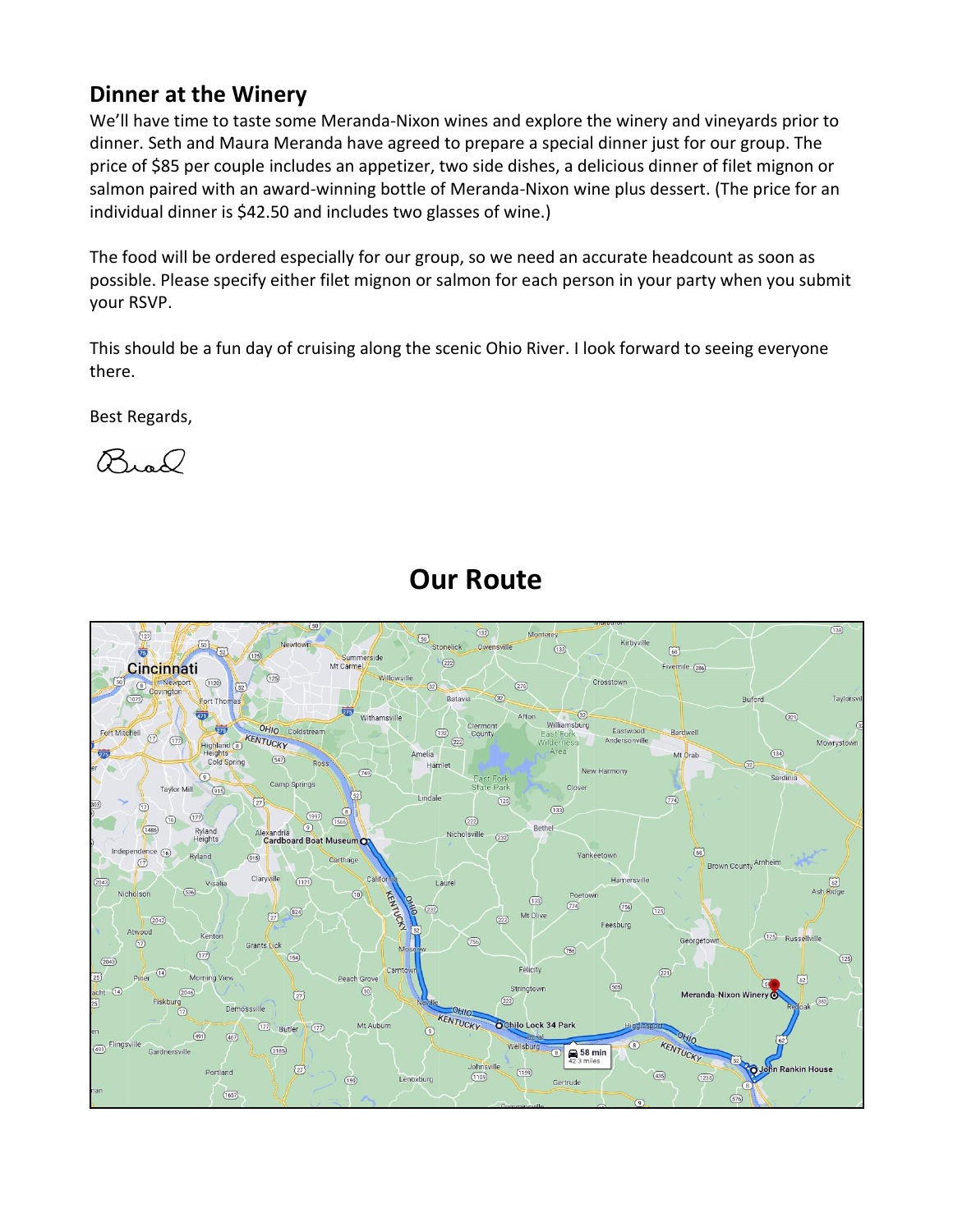## Dinner at the Winery

We'll have time to taste some Meranda-Nixon wines and explore the winery and vineyards prior to dinner. Seth and Maura Meranda have agreed to prepare a special dinner just for our group. The price of $85 per couple includes an appetizer, two side dishes, a delicious dinner of filet mignon or salmon paired with an award-winning bottle of Meranda-Nixon wine plus dessert. (The price for an individual dinner is $42.50 and includes two glasses of wine.)

The food will be ordered especially for our group, so we need an accurate headcount as soon as possible. Please specify either filet mignon or salmon for each person in your party when you submit your RSVP.

This should be a fun day of cruising along the scenic Ohio River. I look forward to seeing everyone there.

Best Regards,

Brad

# Our Route

Cincinnati
Cardboard Boat Museum
Chilo Lock 34 Park
Meranda-Nixon Winery
John Rankin House
58 min
42.3 miles